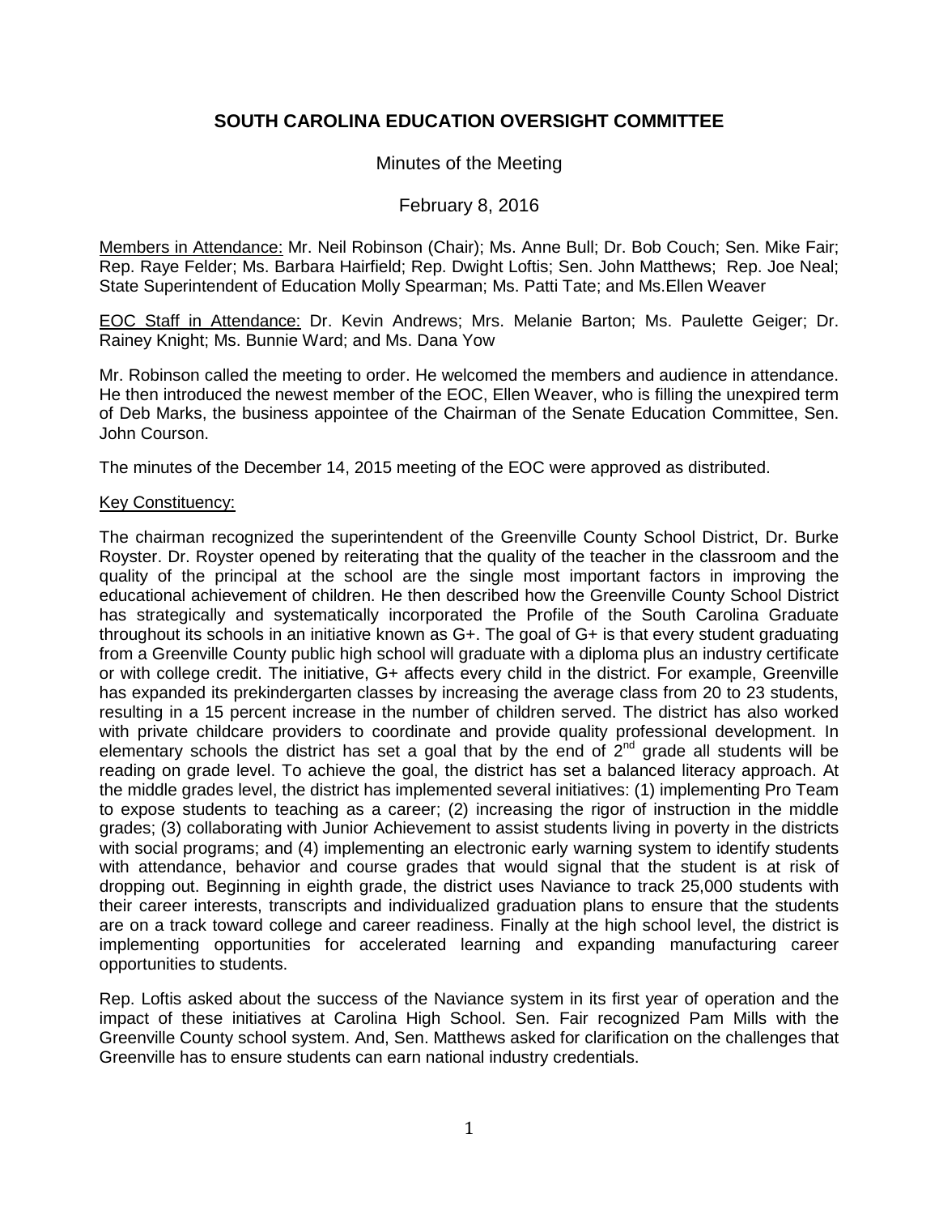# SOUTH CAROLINA EDUCATION OVERSIGHT COMMITTEE

Minutes of the Meeting

February 8, 2016

Members in Attendance: Mr. Neil Robinson (Chair); Ms. Anne Bull; Dr. Bob Couch; Sen. Mike Fair; Rep. Raye Felder; Ms. Barbara Hairfield; Rep. Dwight Loftis; Sen. John Matthews; Rep. Joe Neal; State Superintendent of Education Molly Spearman; Ms. Patti Tate; and Ms.Ellen Weaver

EOC Staff in Attendance: Dr. Kevin Andrews; Mrs. Melanie Barton; Ms. Paulette Geiger; Dr. Rainey Knight; Ms. Bunnie Ward; and Ms. Dana Yow

Mr. Robinson called the meeting to order. He welcomed the members and audience in attendance. He then introduced the newest member of the EOC, Ellen Weaver, who is filling the unexpired term of Deb Marks, the business appointee of the Chairman of the Senate Education Committee, Sen. John Courson.

The minutes of the December 14, 2015 meeting of the EOC were approved as distributed.

Key Constituency:

The chairman recognized the superintendent of the Greenville County School District, Dr. Burke Royster. Dr. Royster opened by reiterating that the quality of the teacher in the classroom and the quality of the principal at the school are the single most important factors in improving the educational achievement of children. He then described how the Greenville County School District has strategically and systematically incorporated the Profile of the South Carolina Graduate throughout its schools in an initiative known as G+. The goal of G+ is that every student graduating from a Greenville County public high school will graduate with a diploma plus an industry certificate or with college credit. The initiative, G+ affects every child in the district. For example, Greenville has expanded its prekindergarten classes by increasing the average class from 20 to 23 students, resulting in a 15 percent increase in the number of children served. The district has also worked with private childcare providers to coordinate and provide quality professional development. In elementary schools the district has set a goal that by the end of 2nd grade all students will be reading on grade level. To achieve the goal, the district has set a balanced literacy approach. At the middle grades level, the district has implemented several initiatives: (1) implementing Pro Team to expose students to teaching as a career; (2) increasing the rigor of instruction in the middle grades; (3) collaborating with Junior Achievement to assist students living in poverty in the districts with social programs; and (4) implementing an electronic early warning system to identify students with attendance, behavior and course grades that would signal that the student is at risk of dropping out. Beginning in eighth grade, the district uses Naviance to track 25,000 students with their career interests, transcripts and individualized graduation plans to ensure that the students are on a track toward college and career readiness. Finally at the high school level, the district is implementing opportunities for accelerated learning and expanding manufacturing career opportunities to students.

Rep. Loftis asked about the success of the Naviance system in its first year of operation and the impact of these initiatives at Carolina High School. Sen. Fair recognized Pam Mills with the Greenville County school system. And, Sen. Matthews asked for clarification on the challenges that Greenville has to ensure students can earn national industry credentials.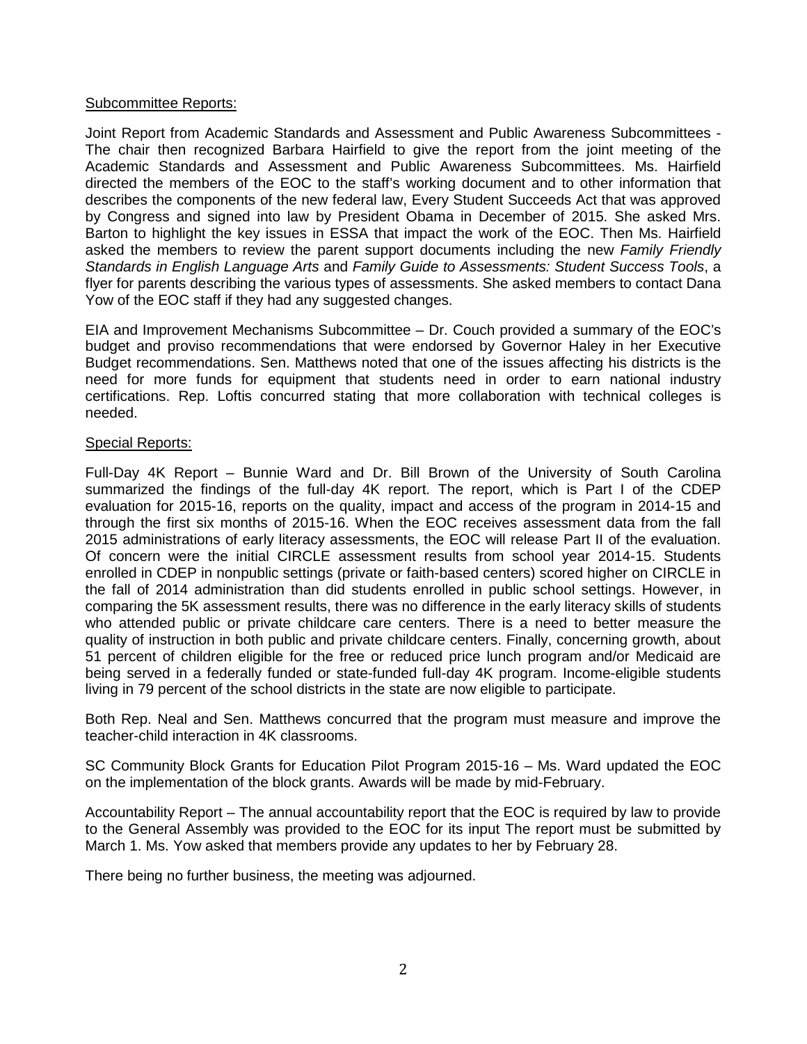Subcommittee Reports:

Joint Report from Academic Standards and Assessment and Public Awareness Subcommittees - The chair then recognized Barbara Hairfield to give the report from the joint meeting of the Academic Standards and Assessment and Public Awareness Subcommittees. Ms. Hairfield directed the members of the EOC to the staff's working document and to other information that describes the components of the new federal law, Every Student Succeeds Act that was approved by Congress and signed into law by President Obama in December of 2015. She asked Mrs. Barton to highlight the key issues in ESSA that impact the work of the EOC. Then Ms. Hairfield asked the members to review the parent support documents including the new *Family Friendly Standards in English Language Arts* and *Family Guide to Assessments: Student Success Tools*, a flyer for parents describing the various types of assessments. She asked members to contact Dana Yow of the EOC staff if they had any suggested changes.

EIA and Improvement Mechanisms Subcommittee – Dr. Couch provided a summary of the EOC's budget and proviso recommendations that were endorsed by Governor Haley in her Executive Budget recommendations. Sen. Matthews noted that one of the issues affecting his districts is the need for more funds for equipment that students need in order to earn national industry certifications. Rep. Loftis concurred stating that more collaboration with technical colleges is needed.

Special Reports:

Full-Day 4K Report – Bunnie Ward and Dr. Bill Brown of the University of South Carolina summarized the findings of the full-day 4K report. The report, which is Part I of the CDEP evaluation for 2015-16, reports on the quality, impact and access of the program in 2014-15 and through the first six months of 2015-16. When the EOC receives assessment data from the fall 2015 administrations of early literacy assessments, the EOC will release Part II of the evaluation. Of concern were the initial CIRCLE assessment results from school year 2014-15. Students enrolled in CDEP in nonpublic settings (private or faith-based centers) scored higher on CIRCLE in the fall of 2014 administration than did students enrolled in public school settings. However, in comparing the 5K assessment results, there was no difference in the early literacy skills of students who attended public or private childcare care centers. There is a need to better measure the quality of instruction in both public and private childcare centers. Finally, concerning growth, about 51 percent of children eligible for the free or reduced price lunch program and/or Medicaid are being served in a federally funded or state-funded full-day 4K program. Income-eligible students living in 79 percent of the school districts in the state are now eligible to participate.

Both Rep. Neal and Sen. Matthews concurred that the program must measure and improve the teacher-child interaction in 4K classrooms.

SC Community Block Grants for Education Pilot Program 2015-16 – Ms. Ward updated the EOC on the implementation of the block grants. Awards will be made by mid-February.

Accountability Report – The annual accountability report that the EOC is required by law to provide to the General Assembly was provided to the EOC for its input The report must be submitted by March 1. Ms. Yow asked that members provide any updates to her by February 28.

There being no further business, the meeting was adjourned.